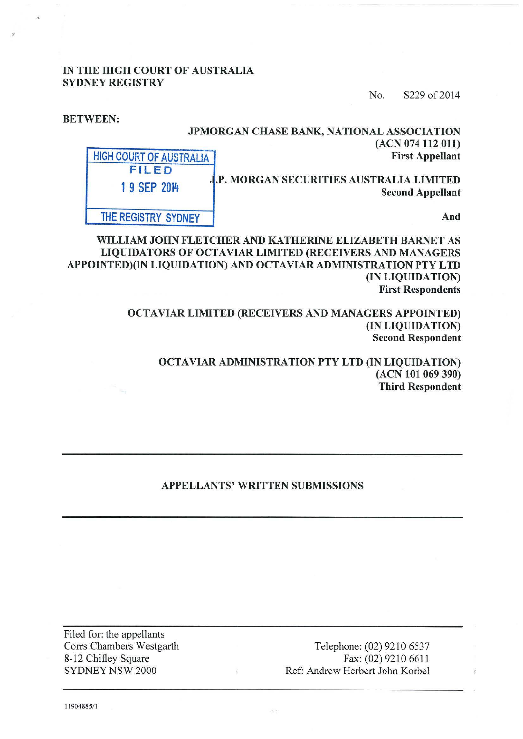IN THE HIGH COURT OF AUSTRALIA
SYDNEY REGISTRY

No. S229 of 2014

**BETWEEN:**

**JPMORGAN CHASE BANK, NATIONAL ASSOCIATION**
**(ACN 074 112 011)**
**First Appellant**

HIGH COURT OF AUSTRALIA
FILED
19 SEP 2014
THE REGISTRY SYDNEY

**J.P. MORGAN SECURITIES AUSTRALIA LIMITED**
**Second Appellant**

**And**

**WILLIAM JOHN FLETCHER AND KATHERINE ELIZABETH BARNET AS LIQUIDATORS OF OCTAVIAR LIMITED (RECEIVERS AND MANAGERS APPOINTED)(IN LIQUIDATION) AND OCTAVIAR ADMINISTRATION PTY LTD (IN LIQUIDATION)**
**First Respondents**

**OCTAVIAR LIMITED (RECEIVERS AND MANAGERS APPOINTED) (IN LIQUIDATION)**
**Second Respondent**

**OCTAVIAR ADMINISTRATION PTY LTD (IN LIQUIDATION) (ACN 101 069 390)**
**Third Respondent**

---

**APPELLANTS' WRITTEN SUBMISSIONS**

---

Filed for: the appellants
Corrs Chambers Westgarth
8-12 Chifley Square
SYDNEY NSW 2000

Telephone: (02) 9210 6537
Fax: (02) 9210 6611
Ref: Andrew Herbert John Korbel

11904885/1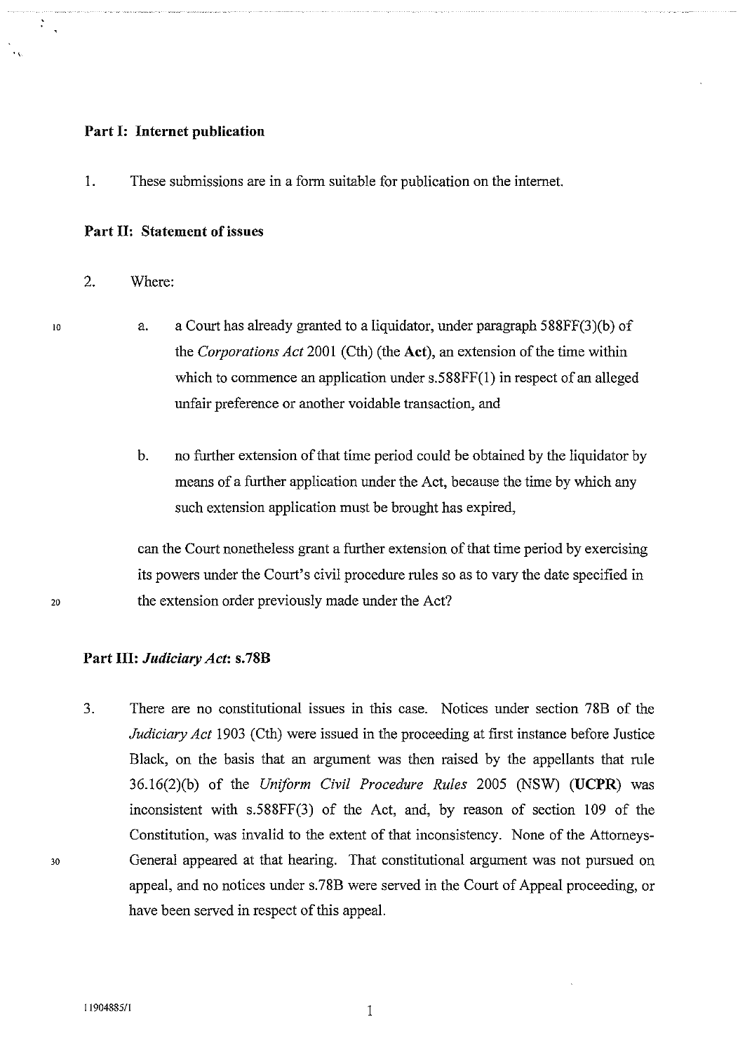**Part I: Internet publication**

1. These submissions are in a form suitable for publication on the internet.

**Part II: Statement of issues**

2. Where:

   a. a Court has already granted to a liquidator, under paragraph 588FF(3)(b) of the *Corporations Act* 2001 (Cth) (the **Act**), an extension of the time within which to commence an application under s.588FF(1) in respect of an alleged unfair preference or another voidable transaction, and

   b. no further extension of that time period could be obtained by the liquidator by means of a further application under the Act, because the time by which any such extension application must be brought has expired,

   can the Court nonetheless grant a further extension of that time period by exercising its powers under the Court's civil procedure rules so as to vary the date specified in the extension order previously made under the Act?

**Part III: *Judiciary Act*: s.78B**

3. There are no constitutional issues in this case. Notices under section 78B of the *Judiciary Act* 1903 (Cth) were issued in the proceeding at first instance before Justice Black, on the basis that an argument was then raised by the appellants that rule 36.16(2)(b) of the *Uniform Civil Procedure Rules* 2005 (NSW) (**UCPR**) was inconsistent with s.588FF(3) of the Act, and, by reason of section 109 of the Constitution, was invalid to the extent of that inconsistency. None of the Attorneys-General appeared at that hearing. That constitutional argument was not pursued on appeal, and no notices under s.78B were served in the Court of Appeal proceeding, or have been served in respect of this appeal.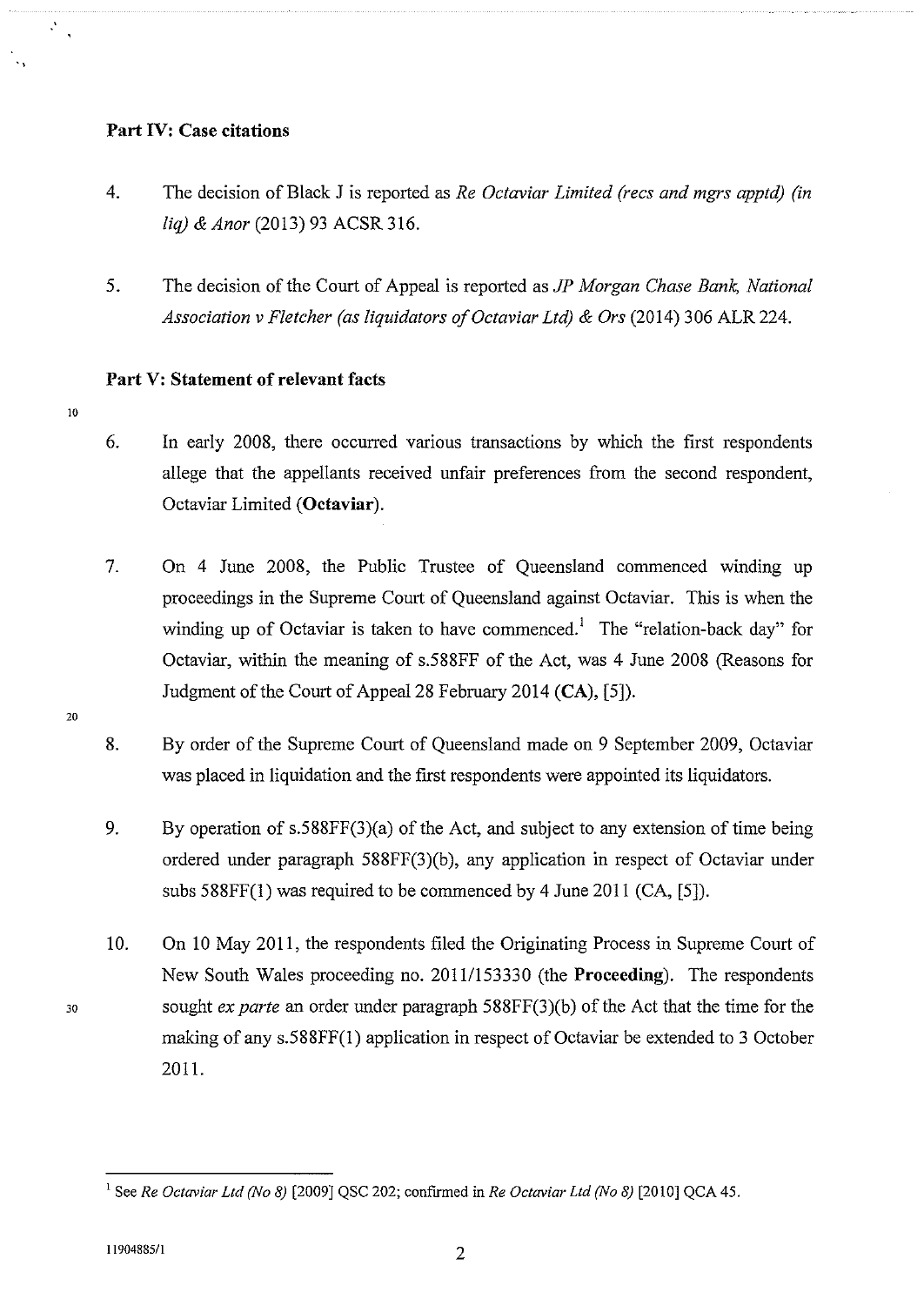## Part IV: Case citations

4. The decision of Black J is reported as *Re Octaviar Limited (recs and mgrs apptd) (in liq) & Anor* (2013) 93 ACSR 316.

5. The decision of the Court of Appeal is reported as *JP Morgan Chase Bank, National Association v Fletcher (as liquidators of Octaviar Ltd) & Ors* (2014) 306 ALR 224.

## Part V: Statement of relevant facts

6. In early 2008, there occurred various transactions by which the first respondents allege that the appellants received unfair preferences from the second respondent, Octaviar Limited (**Octaviar**).

7. On 4 June 2008, the Public Trustee of Queensland commenced winding up proceedings in the Supreme Court of Queensland against Octaviar. This is when the winding up of Octaviar is taken to have commenced.[1] The "relation-back day" for Octaviar, within the meaning of s.588FF of the Act, was 4 June 2008 (Reasons for Judgment of the Court of Appeal 28 February 2014 (**CA**), [5]).

8. By order of the Supreme Court of Queensland made on 9 September 2009, Octaviar was placed in liquidation and the first respondents were appointed its liquidators.

9. By operation of s.588FF(3)(a) of the Act, and subject to any extension of time being ordered under paragraph 588FF(3)(b), any application in respect of Octaviar under subs 588FF(1) was required to be commenced by 4 June 2011 (CA, [5]).

10. On 10 May 2011, the respondents filed the Originating Process in Supreme Court of New South Wales proceeding no. 2011/153330 (the **Proceeding**). The respondents sought *ex parte* an order under paragraph 588FF(3)(b) of the Act that the time for the making of any s.588FF(1) application in respect of Octaviar be extended to 3 October 2011.

---

[1] See *Re Octaviar Ltd (No 8)* [2009] QSC 202; confirmed in *Re Octaviar Ltd (No 8)* [2010] QCA 45.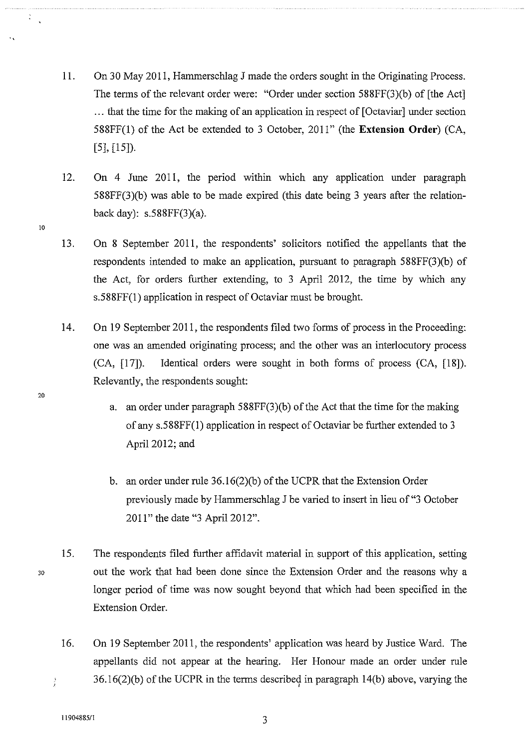11. On 30 May 2011, Hammerschlag J made the orders sought in the Originating Process. The terms of the relevant order were: "Order under section 588FF(3)(b) of [the Act] ... that the time for the making of an application in respect of [Octaviar] under section 588FF(1) of the Act be extended to 3 October, 2011" (the **Extension Order**) (CA, [5], [15]).

12. On 4 June 2011, the period within which any application under paragraph 588FF(3)(b) was able to be made expired (this date being 3 years after the relation-back day): s.588FF(3)(a).

13. On 8 September 2011, the respondents' solicitors notified the appellants that the respondents intended to make an application, pursuant to paragraph 588FF(3)(b) of the Act, for orders further extending, to 3 April 2012, the time by which any s.588FF(1) application in respect of Octaviar must be brought.

14. On 19 September 2011, the respondents filed two forms of process in the Proceeding: one was an amended originating process; and the other was an interlocutory process (CA, [17]). Identical orders were sought in both forms of process (CA, [18]). Relevantly, the respondents sought:

    a. an order under paragraph 588FF(3)(b) of the Act that the time for the making of any s.588FF(1) application in respect of Octaviar be further extended to 3 April 2012; and

    b. an order under rule 36.16(2)(b) of the UCPR that the Extension Order previously made by Hammerschlag J be varied to insert in lieu of "3 October 2011" the date "3 April 2012".

15. The respondents filed further affidavit material in support of this application, setting out the work that had been done since the Extension Order and the reasons why a longer period of time was now sought beyond that which had been specified in the Extension Order.

16. On 19 September 2011, the respondents' application was heard by Justice Ward. The appellants did not appear at the hearing. Her Honour made an order under rule 36.16(2)(b) of the UCPR in the terms described in paragraph 14(b) above, varying the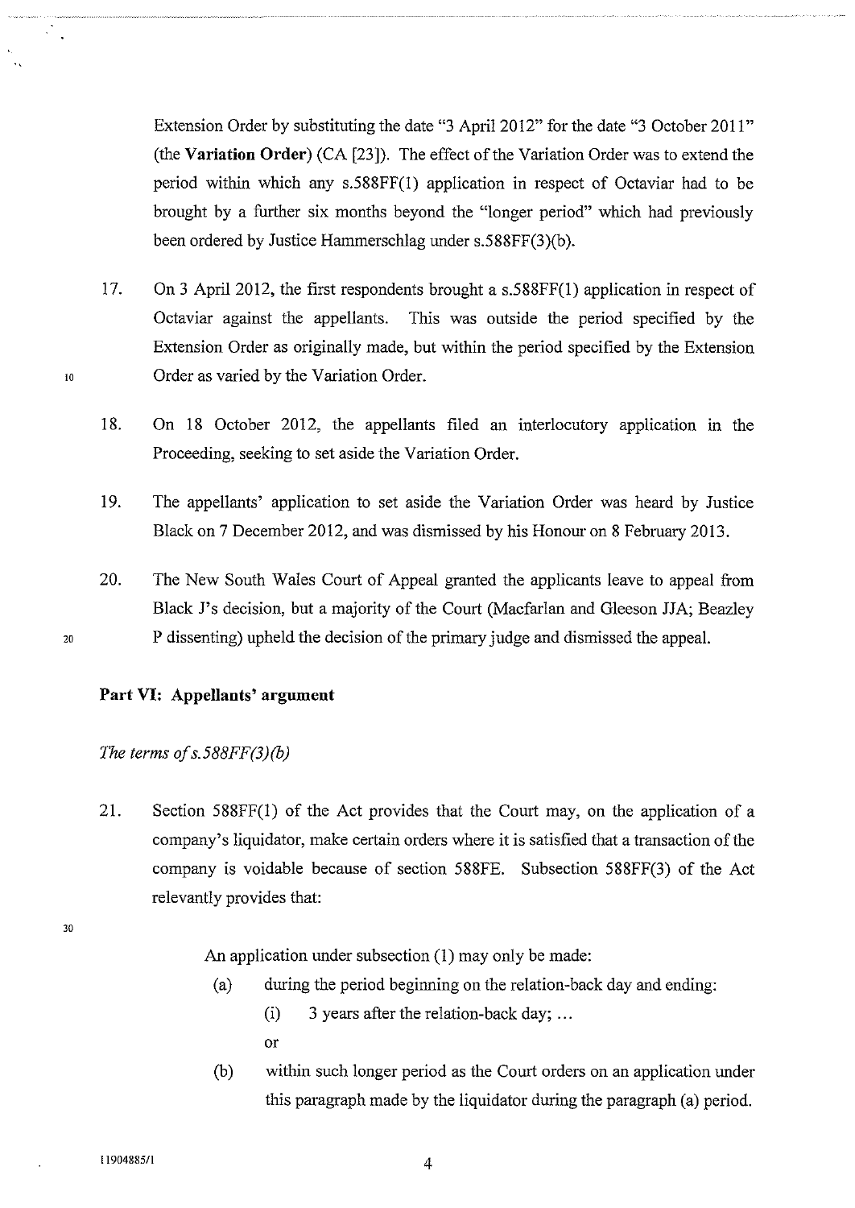Extension Order by substituting the date "3 April 2012" for the date "3 October 2011" (the **Variation Order**) (CA [23]). The effect of the Variation Order was to extend the period within which any s.588FF(1) application in respect of Octaviar had to be brought by a further six months beyond the "longer period" which had previously been ordered by Justice Hammerschlag under s.588FF(3)(b).

17. On 3 April 2012, the first respondents brought a s.588FF(1) application in respect of Octaviar against the appellants. This was outside the period specified by the Extension Order as originally made, but within the period specified by the Extension Order as varied by the Variation Order.

18. On 18 October 2012, the appellants filed an interlocutory application in the Proceeding, seeking to set aside the Variation Order.

19. The appellants' application to set aside the Variation Order was heard by Justice Black on 7 December 2012, and was dismissed by his Honour on 8 February 2013.

20. The New South Wales Court of Appeal granted the applicants leave to appeal from Black J's decision, but a majority of the Court (Macfarlan and Gleeson JJA; Beazley P dissenting) upheld the decision of the primary judge and dismissed the appeal.

## Part VI: Appellants' argument

*The terms of s.588FF(3)(b)*

21. Section 588FF(1) of the Act provides that the Court may, on the application of a company's liquidator, make certain orders where it is satisfied that a transaction of the company is voidable because of section 588FE. Subsection 588FF(3) of the Act relevantly provides that:

> An application under subsection (1) may only be made:
>
> (a) during the period beginning on the relation-back day and ending:
>
> (i) 3 years after the relation-back day; ...
>
> or
>
> (b) within such longer period as the Court orders on an application under this paragraph made by the liquidator during the paragraph (a) period.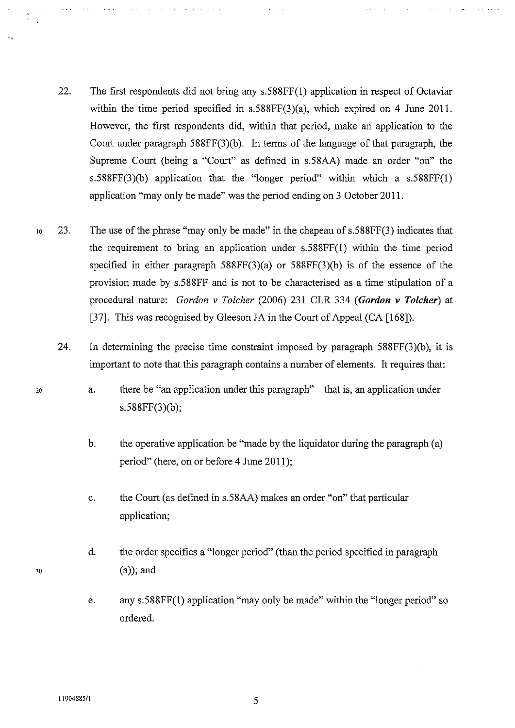22. The first respondents did not bring any s.588FF(1) application in respect of Octaviar within the time period specified in s.588FF(3)(a), which expired on 4 June 2011. However, the first respondents did, within that period, make an application to the Court under paragraph 588FF(3)(b). In terms of the language of that paragraph, the Supreme Court (being a "Court" as defined in s.58AA) made an order "on" the s.588FF(3)(b) application that the "longer period" within which a s.588FF(1) application "may only be made" was the period ending on 3 October 2011.

23. The use of the phrase "may only be made" in the chapeau of s.588FF(3) indicates that the requirement to bring an application under s.588FF(1) within the time period specified in either paragraph 588FF(3)(a) or 588FF(3)(b) is of the essence of the provision made by s.588FF and is not to be characterised as a time stipulation of a procedural nature: *Gordon v Tolcher* (2006) 231 CLR 334 (***Gordon v Tolcher***) at [37]. This was recognised by Gleeson JA in the Court of Appeal (CA [168]).

24. In determining the precise time constraint imposed by paragraph 588FF(3)(b), it is important to note that this paragraph contains a number of elements. It requires that:

    a. there be "an application under this paragraph" – that is, an application under s.588FF(3)(b);

    b. the operative application be "made by the liquidator during the paragraph (a) period" (here, on or before 4 June 2011);

    c. the Court (as defined in s.58AA) makes an order "on" that particular application;

    d. the order specifies a "longer period" (than the period specified in paragraph (a)); and

    e. any s.588FF(1) application "may only be made" within the "longer period" so ordered.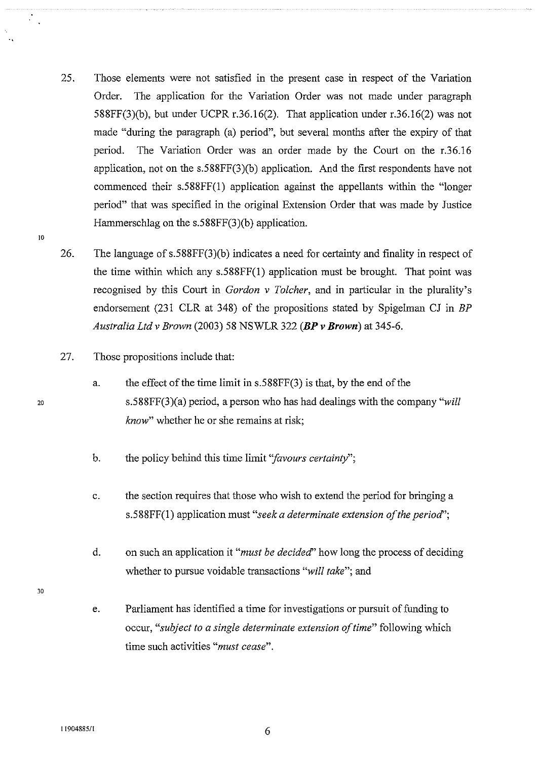25. Those elements were not satisfied in the present case in respect of the Variation Order. The application for the Variation Order was not made under paragraph 588FF(3)(b), but under UCPR r.36.16(2). That application under r.36.16(2) was not made "during the paragraph (a) period", but several months after the expiry of that period. The Variation Order was an order made by the Court on the r.36.16 application, not on the s.588FF(3)(b) application. And the first respondents have not commenced their s.588FF(1) application against the appellants within the "longer period" that was specified in the original Extension Order that was made by Justice Hammerschlag on the s.588FF(3)(b) application.

26. The language of s.588FF(3)(b) indicates a need for certainty and finality in respect of the time within which any s.588FF(1) application must be brought. That point was recognised by this Court in *Gordon v Tolcher*, and in particular in the plurality's endorsement (231 CLR at 348) of the propositions stated by Spigelman CJ in *BP Australia Ltd v Brown* (2003) 58 NSWLR 322 (***BP v Brown***) at 345-6.

27. Those propositions include that:

    a. the effect of the time limit in s.588FF(3) is that, by the end of the s.588FF(3)(a) period, a person who has had dealings with the company "*will know*" whether he or she remains at risk;

    b. the policy behind this time limit "*favours certainty*";

    c. the section requires that those who wish to extend the period for bringing a s.588FF(1) application must "*seek a determinate extension of the period*";

    d. on such an application it "*must be decided*" how long the process of deciding whether to pursue voidable transactions "*will take*"; and

    e. Parliament has identified a time for investigations or pursuit of funding to occur, "*subject to a single determinate extension of time*" following which time such activities "*must cease*".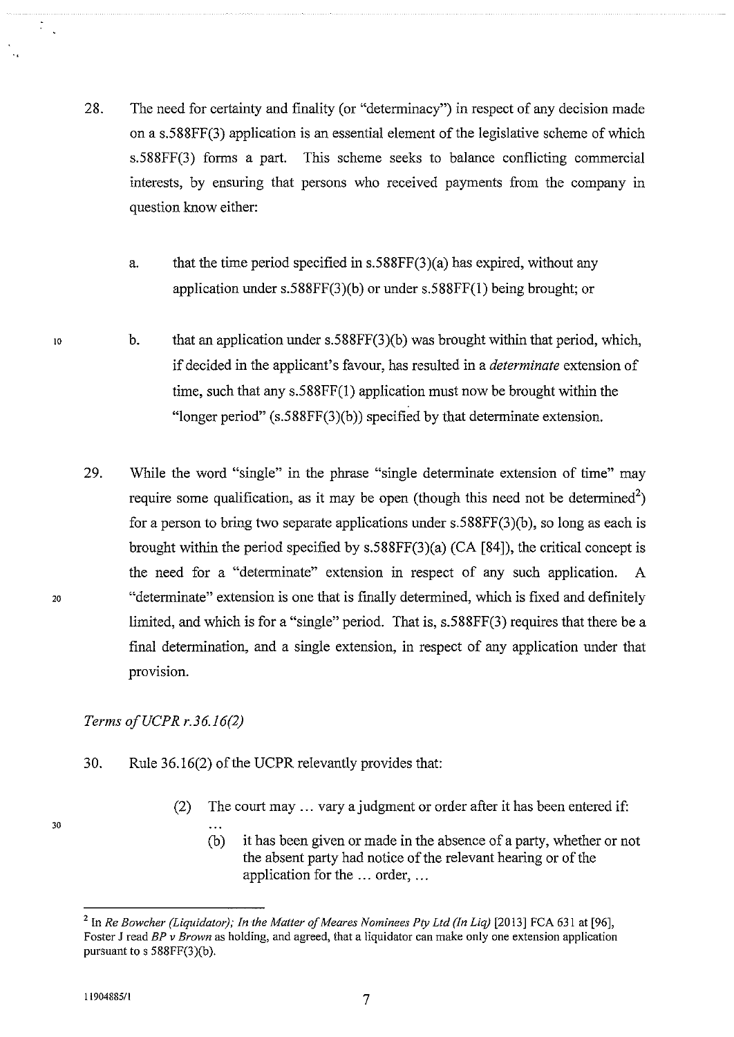28. The need for certainty and finality (or "determinacy") in respect of any decision made on a s.588FF(3) application is an essential element of the legislative scheme of which s.588FF(3) forms a part. This scheme seeks to balance conflicting commercial interests, by ensuring that persons who received payments from the company in question know either:

    a. that the time period specified in s.588FF(3)(a) has expired, without any application under s.588FF(3)(b) or under s.588FF(1) being brought; or

    b. that an application under s.588FF(3)(b) was brought within that period, which, if decided in the applicant's favour, has resulted in a *determinate* extension of time, such that any s.588FF(1) application must now be brought within the "longer period" (s.588FF(3)(b)) specified by that determinate extension.

29. While the word "single" in the phrase "single determinate extension of time" may require some qualification, as it may be open (though this need not be determined[2]) for a person to bring two separate applications under s.588FF(3)(b), so long as each is brought within the period specified by s.588FF(3)(a) (CA [84]), the critical concept is the need for a "determinate" extension in respect of any such application. A "determinate" extension is one that is finally determined, which is fixed and definitely limited, and which is for a "single" period. That is, s.588FF(3) requires that there be a final determination, and a single extension, in respect of any application under that provision.

*Terms of UCPR r.36.16(2)*

30. Rule 36.16(2) of the UCPR relevantly provides that:

    > (2) The court may ... vary a judgment or order after it has been entered if:
    >
    > ...
    >
    > (b) it has been given or made in the absence of a party, whether or not the absent party had notice of the relevant hearing or of the application for the ... order, ...

---

[2] In *Re Bowcher (Liquidator); In the Matter of Meares Nominees Pty Ltd (In Liq)* [2013] FCA 631 at [96], Foster J read *BP v Brown* as holding, and agreed, that a liquidator can make only one extension application pursuant to s 588FF(3)(b).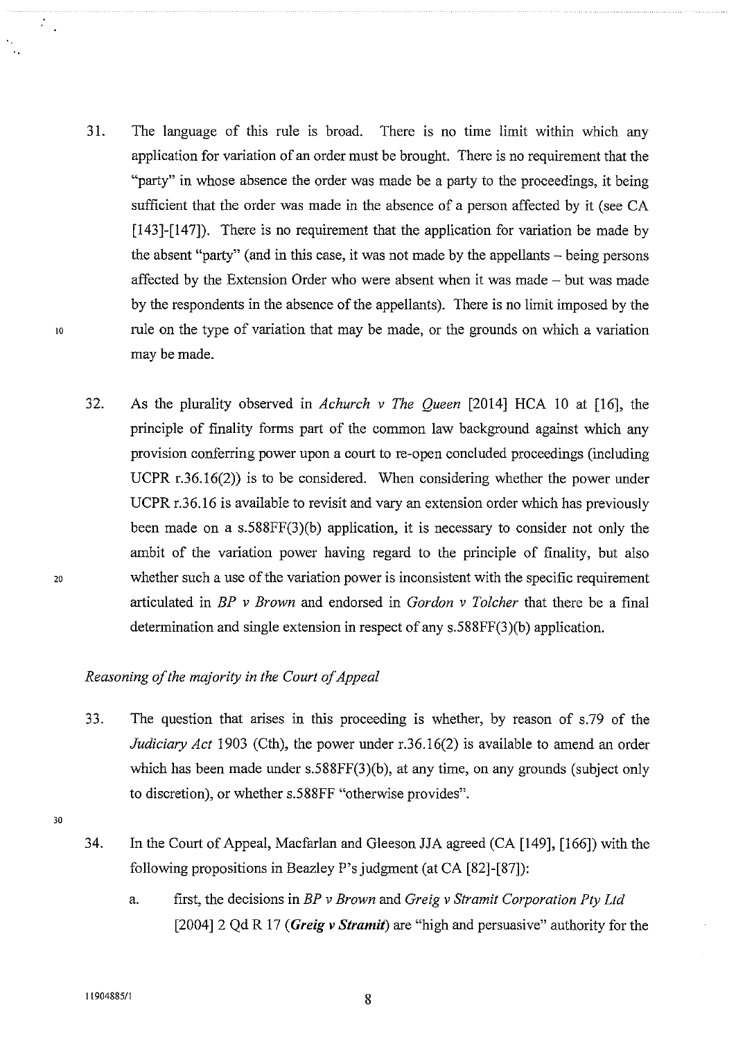31. The language of this rule is broad. There is no time limit within which any application for variation of an order must be brought. There is no requirement that the "party" in whose absence the order was made be a party to the proceedings, it being sufficient that the order was made in the absence of a person affected by it (see CA [143]-[147]). There is no requirement that the application for variation be made by the absent "party" (and in this case, it was not made by the appellants – being persons affected by the Extension Order who were absent when it was made – but was made by the respondents in the absence of the appellants). There is no limit imposed by the rule on the type of variation that may be made, or the grounds on which a variation may be made.

32. As the plurality observed in *Achurch v The Queen* [2014] HCA 10 at [16], the principle of finality forms part of the common law background against which any provision conferring power upon a court to re-open concluded proceedings (including UCPR r.36.16(2)) is to be considered. When considering whether the power under UCPR r.36.16 is available to revisit and vary an extension order which has previously been made on a s.588FF(3)(b) application, it is necessary to consider not only the ambit of the variation power having regard to the principle of finality, but also whether such a use of the variation power is inconsistent with the specific requirement articulated in *BP v Brown* and endorsed in *Gordon v Tolcher* that there be a final determination and single extension in respect of any s.588FF(3)(b) application.

*Reasoning of the majority in the Court of Appeal*

33. The question that arises in this proceeding is whether, by reason of s.79 of the *Judiciary Act* 1903 (Cth), the power under r.36.16(2) is available to amend an order which has been made under s.588FF(3)(b), at any time, on any grounds (subject only to discretion), or whether s.588FF "otherwise provides".

34. In the Court of Appeal, Macfarlan and Gleeson JJA agreed (CA [149], [166]) with the following propositions in Beazley P's judgment (at CA [82]-[87]):

    a. first, the decisions in *BP v Brown* and *Greig v Stramit Corporation Pty Ltd* [2004] 2 Qd R 17 (***Greig v Stramit***) are "high and persuasive" authority for the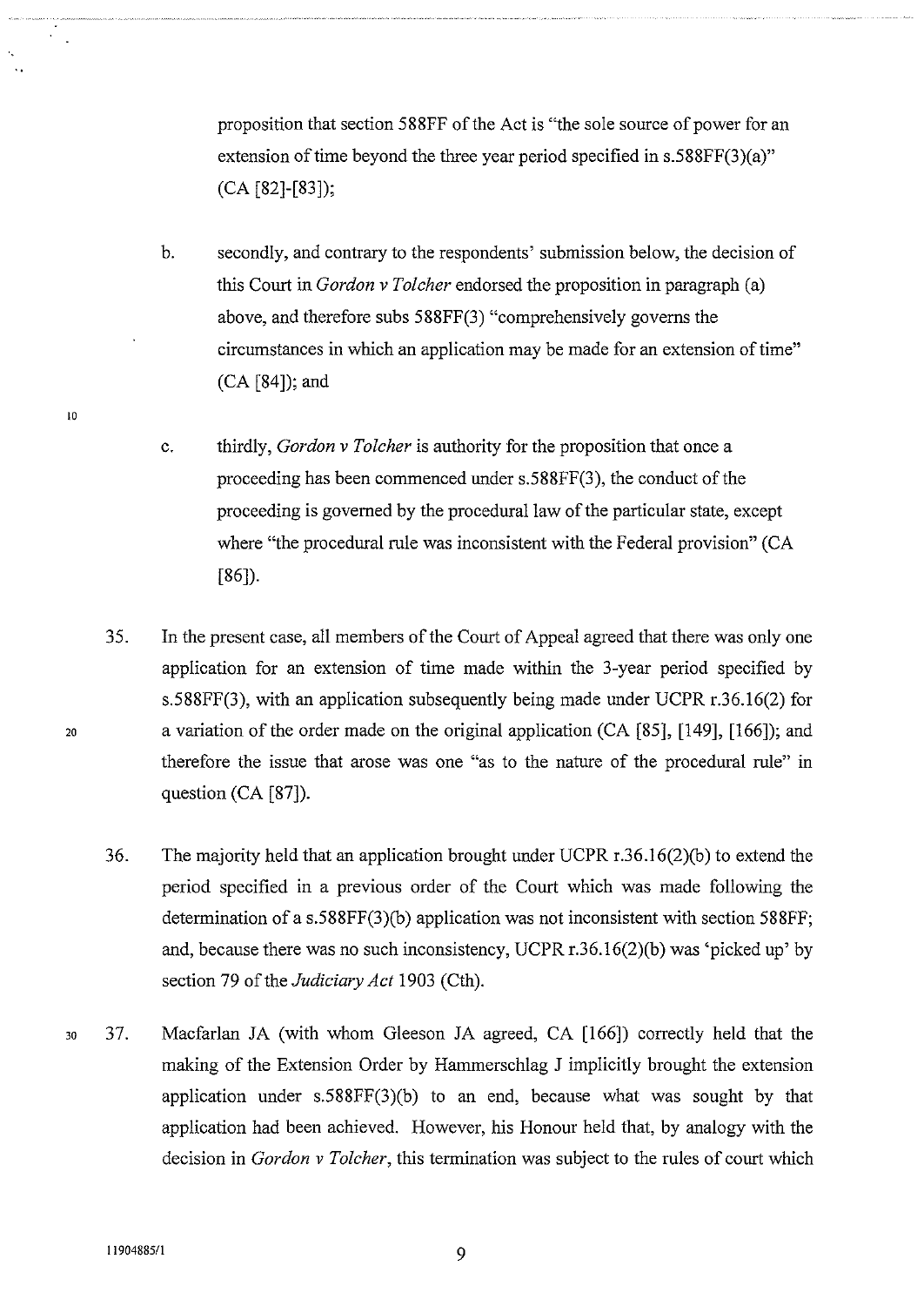proposition that section 588FF of the Act is "the sole source of power for an extension of time beyond the three year period specified in s.588FF(3)(a)" (CA [82]-[83]);

b. secondly, and contrary to the respondents' submission below, the decision of this Court in *Gordon v Tolcher* endorsed the proposition in paragraph (a) above, and therefore subs 588FF(3) "comprehensively governs the circumstances in which an application may be made for an extension of time" (CA [84]); and

c. thirdly, *Gordon v Tolcher* is authority for the proposition that once a proceeding has been commenced under s.588FF(3), the conduct of the proceeding is governed by the procedural law of the particular state, except where "the procedural rule was inconsistent with the Federal provision" (CA [86]).

35. In the present case, all members of the Court of Appeal agreed that there was only one application for an extension of time made within the 3-year period specified by s.588FF(3), with an application subsequently being made under UCPR r.36.16(2) for a variation of the order made on the original application (CA [85], [149], [166]); and therefore the issue that arose was one "as to the nature of the procedural rule" in question (CA [87]).

36. The majority held that an application brought under UCPR r.36.16(2)(b) to extend the period specified in a previous order of the Court which was made following the determination of a s.588FF(3)(b) application was not inconsistent with section 588FF; and, because there was no such inconsistency, UCPR r.36.16(2)(b) was 'picked up' by section 79 of the *Judiciary Act* 1903 (Cth).

37. Macfarlan JA (with whom Gleeson JA agreed, CA [166]) correctly held that the making of the Extension Order by Hammerschlag J implicitly brought the extension application under s.588FF(3)(b) to an end, because what was sought by that application had been achieved. However, his Honour held that, by analogy with the decision in *Gordon v Tolcher*, this termination was subject to the rules of court which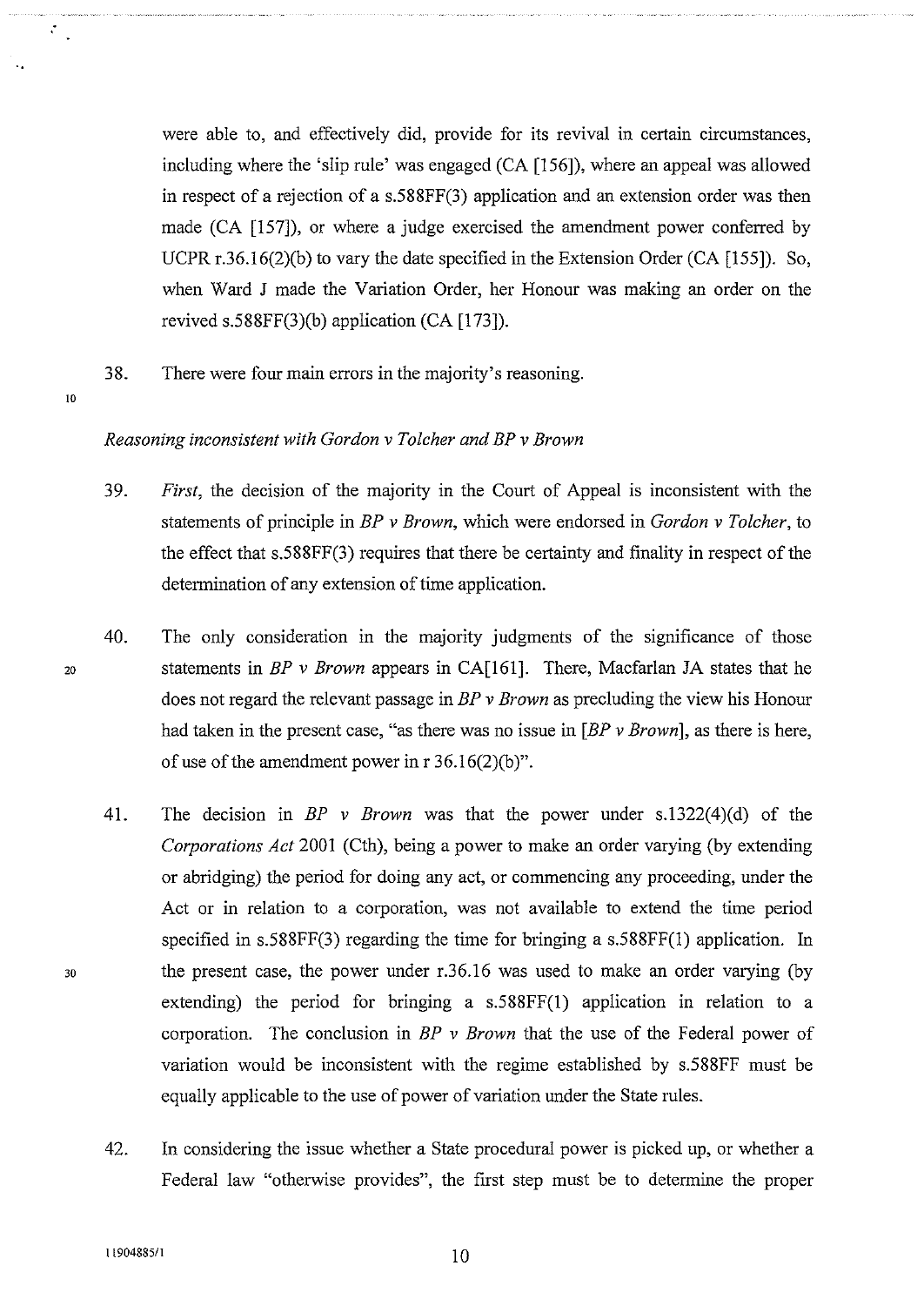were able to, and effectively did, provide for its revival in certain circumstances, including where the 'slip rule' was engaged (CA [156]), where an appeal was allowed in respect of a rejection of a s.588FF(3) application and an extension order was then made (CA [157]), or where a judge exercised the amendment power conferred by UCPR r.36.16(2)(b) to vary the date specified in the Extension Order (CA [155]). So, when Ward J made the Variation Order, her Honour was making an order on the revived s.588FF(3)(b) application (CA [173]).

38. There were four main errors in the majority's reasoning.

*Reasoning inconsistent with Gordon v Tolcher and BP v Brown*

39. *First*, the decision of the majority in the Court of Appeal is inconsistent with the statements of principle in *BP v Brown*, which were endorsed in *Gordon v Tolcher*, to the effect that s.588FF(3) requires that there be certainty and finality in respect of the determination of any extension of time application.

40. The only consideration in the majority judgments of the significance of those statements in *BP v Brown* appears in CA[161]. There, Macfarlan JA states that he does not regard the relevant passage in *BP v Brown* as precluding the view his Honour had taken in the present case, "as there was no issue in [*BP v Brown*], as there is here, of use of the amendment power in r 36.16(2)(b)".

41. The decision in *BP v Brown* was that the power under s.1322(4)(d) of the *Corporations Act* 2001 (Cth), being a power to make an order varying (by extending or abridging) the period for doing any act, or commencing any proceeding, under the Act or in relation to a corporation, was not available to extend the time period specified in s.588FF(3) regarding the time for bringing a s.588FF(1) application. In the present case, the power under r.36.16 was used to make an order varying (by extending) the period for bringing a s.588FF(1) application in relation to a corporation. The conclusion in *BP v Brown* that the use of the Federal power of variation would be inconsistent with the regime established by s.588FF must be equally applicable to the use of power of variation under the State rules.

42. In considering the issue whether a State procedural power is picked up, or whether a Federal law "otherwise provides", the first step must be to determine the proper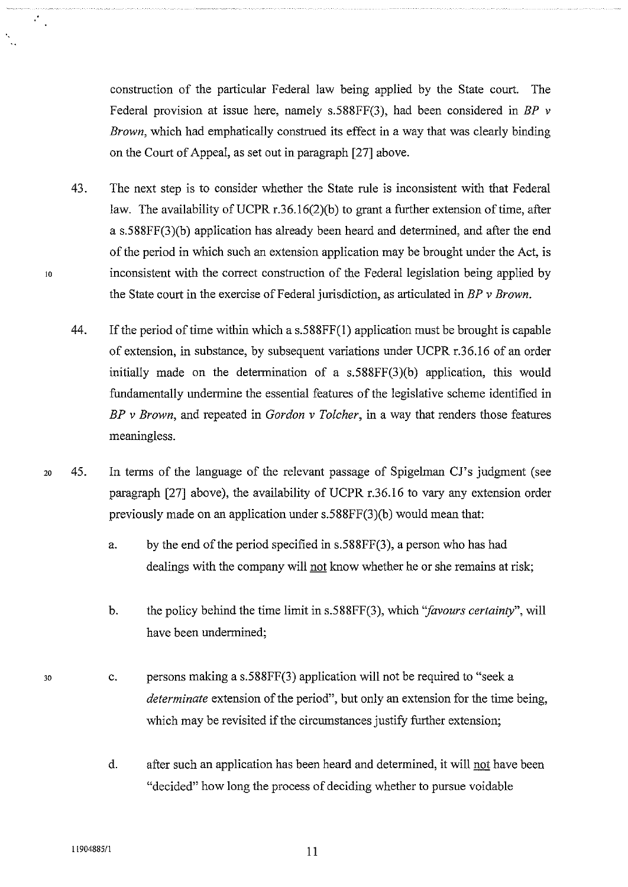construction of the particular Federal law being applied by the State court. The Federal provision at issue here, namely s.588FF(3), had been considered in *BP v Brown*, which had emphatically construed its effect in a way that was clearly binding on the Court of Appeal, as set out in paragraph [27] above.

43. The next step is to consider whether the State rule is inconsistent with that Federal law. The availability of UCPR r.36.16(2)(b) to grant a further extension of time, after a s.588FF(3)(b) application has already been heard and determined, and after the end of the period in which such an extension application may be brought under the Act, is inconsistent with the correct construction of the Federal legislation being applied by the State court in the exercise of Federal jurisdiction, as articulated in *BP v Brown*.

44. If the period of time within which a s.588FF(1) application must be brought is capable of extension, in substance, by subsequent variations under UCPR r.36.16 of an order initially made on the determination of a s.588FF(3)(b) application, this would fundamentally undermine the essential features of the legislative scheme identified in *BP v Brown*, and repeated in *Gordon v Tolcher*, in a way that renders those features meaningless.

45. In terms of the language of the relevant passage of Spigelman CJ's judgment (see paragraph [27] above), the availability of UCPR r.36.16 to vary any extension order previously made on an application under s.588FF(3)(b) would mean that:

    a. by the end of the period specified in s.588FF(3), a person who has had dealings with the company will <u>not</u> know whether he or she remains at risk;

    b. the policy behind the time limit in s.588FF(3), which "*favours certainty*", will have been undermined;

    c. persons making a s.588FF(3) application will not be required to "seek a *determinate* extension of the period", but only an extension for the time being, which may be revisited if the circumstances justify further extension;

    d. after such an application has been heard and determined, it will <u>not</u> have been "decided" how long the process of deciding whether to pursue voidable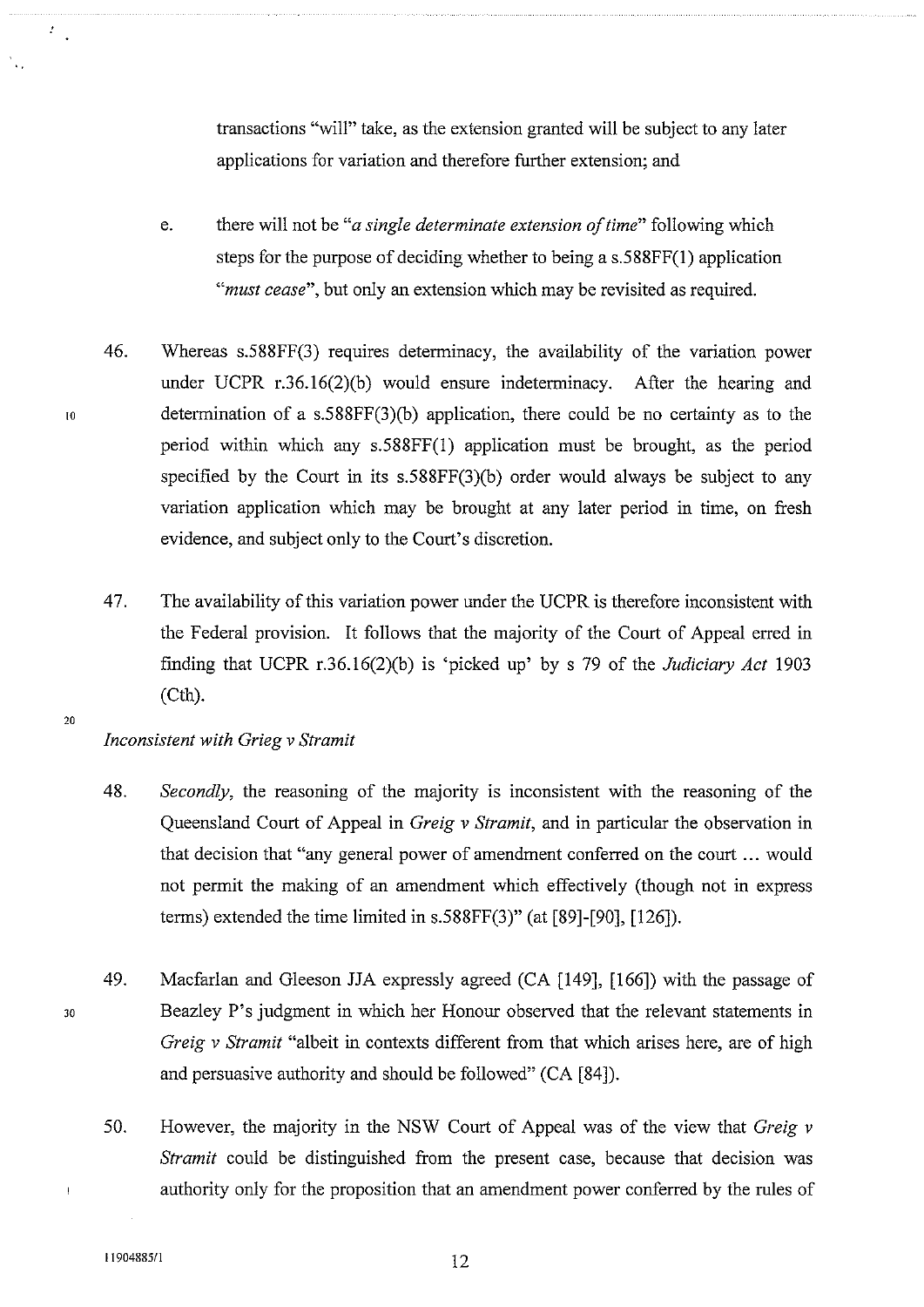transactions "will" take, as the extension granted will be subject to any later applications for variation and therefore further extension; and

e. there will not be "*a single determinate extension of time*" following which steps for the purpose of deciding whether to being a s.588FF(1) application "*must cease*", but only an extension which may be revisited as required.

46. Whereas s.588FF(3) requires determinacy, the availability of the variation power under UCPR r.36.16(2)(b) would ensure indeterminacy. After the hearing and determination of a s.588FF(3)(b) application, there could be no certainty as to the period within which any s.588FF(1) application must be brought, as the period specified by the Court in its s.588FF(3)(b) order would always be subject to any variation application which may be brought at any later period in time, on fresh evidence, and subject only to the Court's discretion.

47. The availability of this variation power under the UCPR is therefore inconsistent with the Federal provision. It follows that the majority of the Court of Appeal erred in finding that UCPR r.36.16(2)(b) is 'picked up' by s 79 of the *Judiciary Act* 1903 (Cth).

*Inconsistent with Grieg v Stramit*

48. *Secondly*, the reasoning of the majority is inconsistent with the reasoning of the Queensland Court of Appeal in *Greig v Stramit*, and in particular the observation in that decision that "any general power of amendment conferred on the court ... would not permit the making of an amendment which effectively (though not in express terms) extended the time limited in s.588FF(3)" (at [89]-[90], [126]).

49. Macfarlan and Gleeson JJA expressly agreed (CA [149], [166]) with the passage of Beazley P's judgment in which her Honour observed that the relevant statements in *Greig v Stramit* "albeit in contexts different from that which arises here, are of high and persuasive authority and should be followed" (CA [84]).

50. However, the majority in the NSW Court of Appeal was of the view that *Greig v Stramit* could be distinguished from the present case, because that decision was authority only for the proposition that an amendment power conferred by the rules of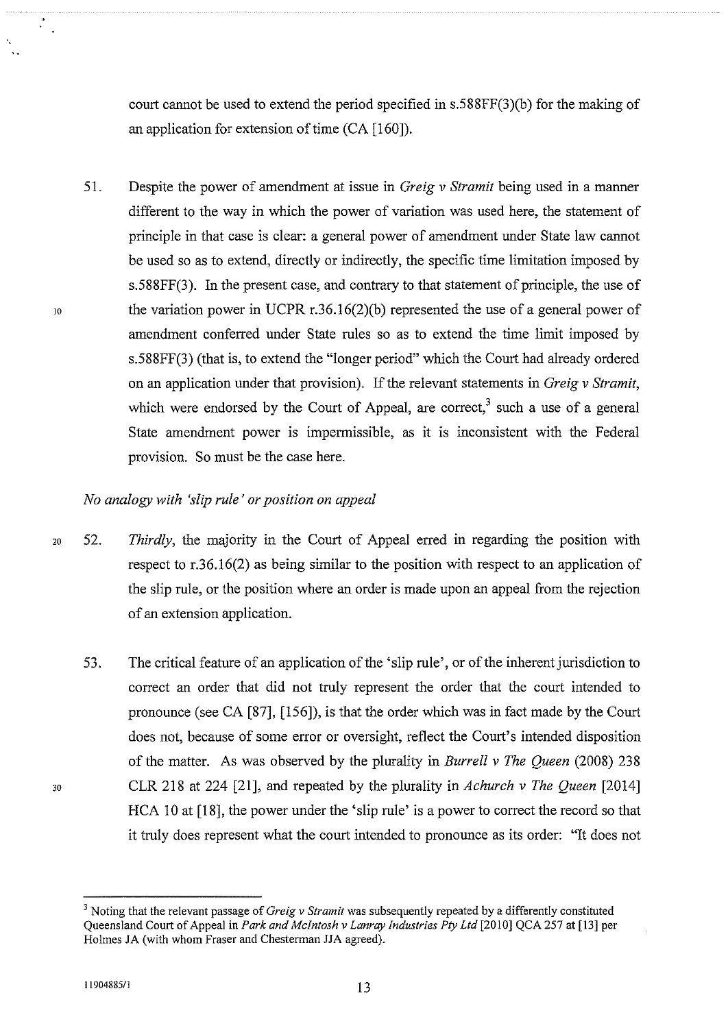court cannot be used to extend the period specified in s.588FF(3)(b) for the making of an application for extension of time (CA [160]).

51. Despite the power of amendment at issue in *Greig v Stramit* being used in a manner different to the way in which the power of variation was used here, the statement of principle in that case is clear: a general power of amendment under State law cannot be used so as to extend, directly or indirectly, the specific time limitation imposed by s.588FF(3). In the present case, and contrary to that statement of principle, the use of the variation power in UCPR r.36.16(2)(b) represented the use of a general power of amendment conferred under State rules so as to extend the time limit imposed by s.588FF(3) (that is, to extend the "longer period" which the Court had already ordered on an application under that provision). If the relevant statements in *Greig v Stramit*, which were endorsed by the Court of Appeal, are correct,[3] such a use of a general State amendment power is impermissible, as it is inconsistent with the Federal provision. So must be the case here.

*No analogy with 'slip rule' or position on appeal*

52. *Thirdly*, the majority in the Court of Appeal erred in regarding the position with respect to r.36.16(2) as being similar to the position with respect to an application of the slip rule, or the position where an order is made upon an appeal from the rejection of an extension application.

53. The critical feature of an application of the 'slip rule', or of the inherent jurisdiction to correct an order that did not truly represent the order that the court intended to pronounce (see CA [87], [156]), is that the order which was in fact made by the Court does not, because of some error or oversight, reflect the Court's intended disposition of the matter. As was observed by the plurality in *Burrell v The Queen* (2008) 238 CLR 218 at 224 [21], and repeated by the plurality in *Achurch v The Queen* [2014] HCA 10 at [18], the power under the 'slip rule' is a power to correct the record so that it truly does represent what the court intended to pronounce as its order: "It does not

[3] Noting that the relevant passage of *Greig v Stramit* was subsequently repeated by a differently constituted Queensland Court of Appeal in *Park and McIntosh v Lanray Industries Pty Ltd* [2010] QCA 257 at [13] per Holmes JA (with whom Fraser and Chesterman JJA agreed).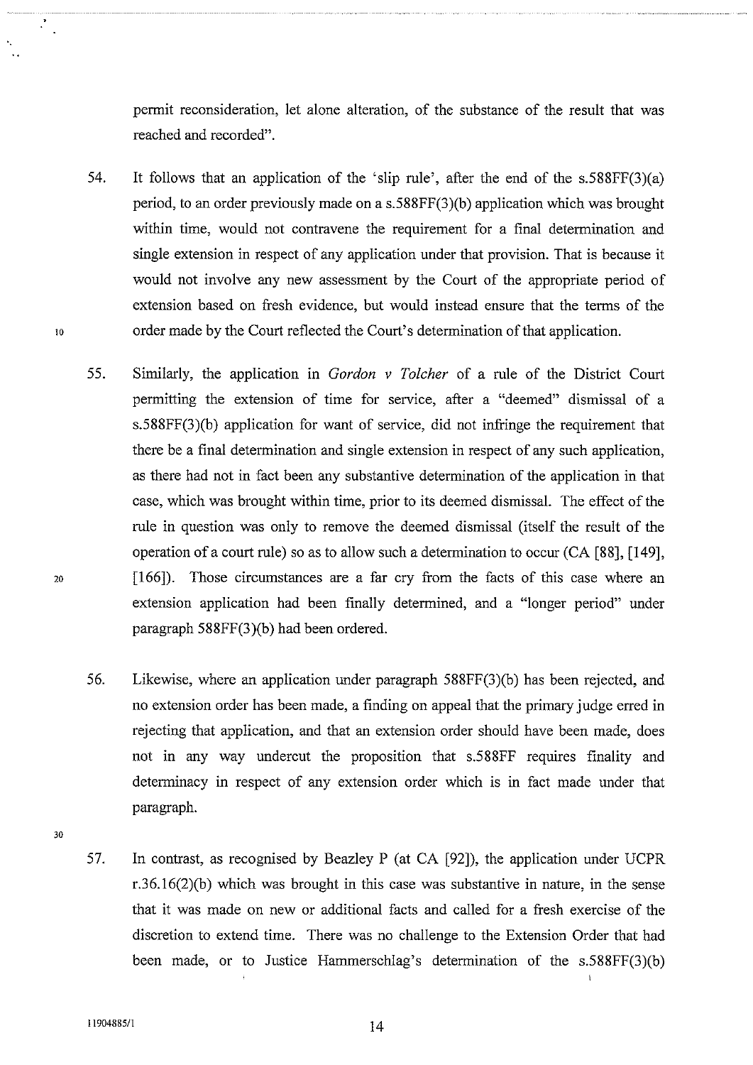permit reconsideration, let alone alteration, of the substance of the result that was reached and recorded".

54. It follows that an application of the 'slip rule', after the end of the s.588FF(3)(a) period, to an order previously made on a s.588FF(3)(b) application which was brought within time, would not contravene the requirement for a final determination and single extension in respect of any application under that provision. That is because it would not involve any new assessment by the Court of the appropriate period of extension based on fresh evidence, but would instead ensure that the terms of the order made by the Court reflected the Court's determination of that application.

55. Similarly, the application in *Gordon v Tolcher* of a rule of the District Court permitting the extension of time for service, after a "deemed" dismissal of a s.588FF(3)(b) application for want of service, did not infringe the requirement that there be a final determination and single extension in respect of any such application, as there had not in fact been any substantive determination of the application in that case, which was brought within time, prior to its deemed dismissal. The effect of the rule in question was only to remove the deemed dismissal (itself the result of the operation of a court rule) so as to allow such a determination to occur (CA [88], [149], [166]). Those circumstances are a far cry from the facts of this case where an extension application had been finally determined, and a "longer period" under paragraph 588FF(3)(b) had been ordered.

56. Likewise, where an application under paragraph 588FF(3)(b) has been rejected, and no extension order has been made, a finding on appeal that the primary judge erred in rejecting that application, and that an extension order should have been made, does not in any way undercut the proposition that s.588FF requires finality and determinacy in respect of any extension order which is in fact made under that paragraph.

57. In contrast, as recognised by Beazley P (at CA [92]), the application under UCPR r.36.16(2)(b) which was brought in this case was substantive in nature, in the sense that it was made on new or additional facts and called for a fresh exercise of the discretion to extend time. There was no challenge to the Extension Order that had been made, or to Justice Hammerschlag's determination of the s.588FF(3)(b)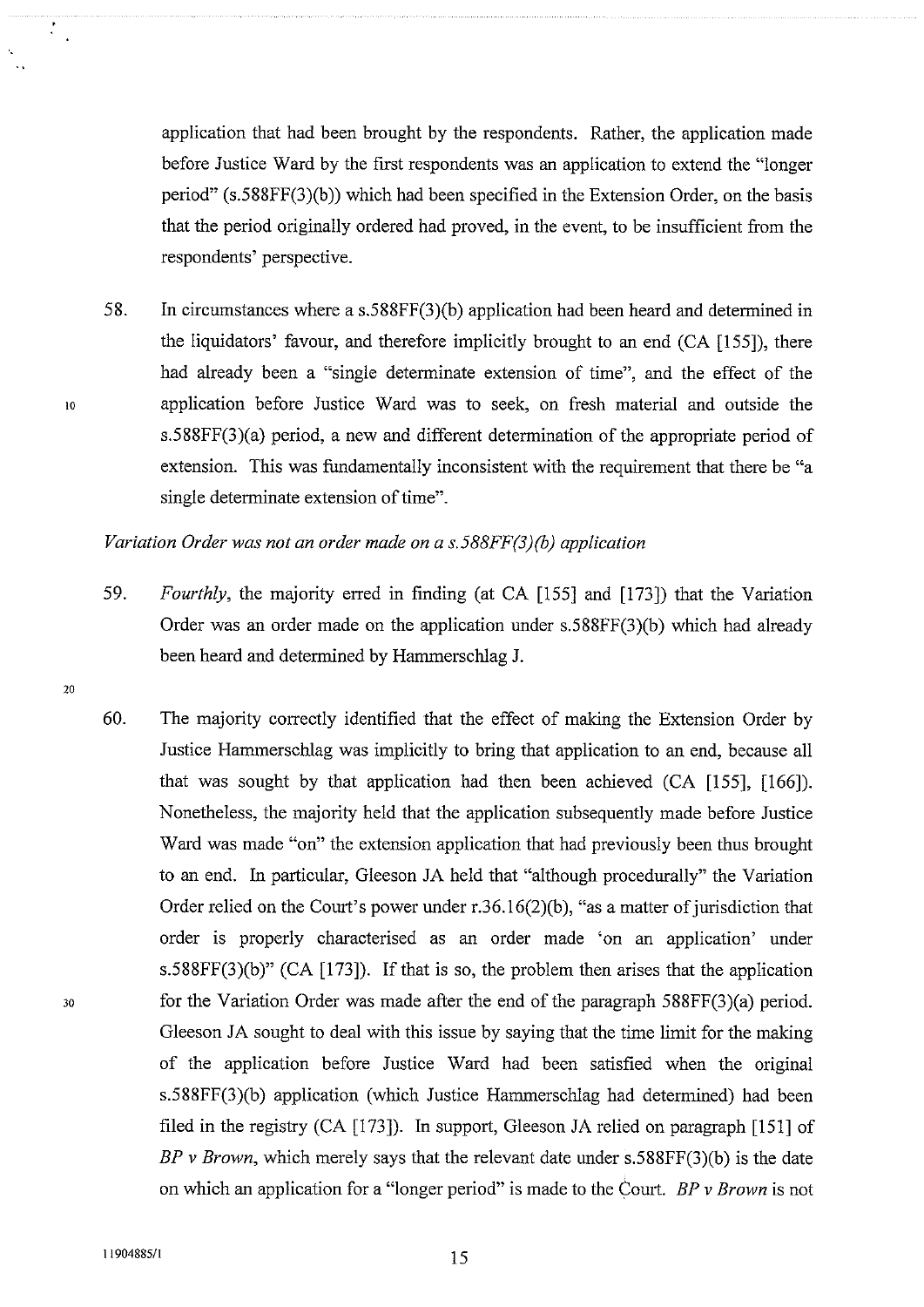application that had been brought by the respondents. Rather, the application made before Justice Ward by the first respondents was an application to extend the "longer period" (s.588FF(3)(b)) which had been specified in the Extension Order, on the basis that the period originally ordered had proved, in the event, to be insufficient from the respondents' perspective.

58. In circumstances where a s.588FF(3)(b) application had been heard and determined in the liquidators' favour, and therefore implicitly brought to an end (CA [155]), there had already been a "single determinate extension of time", and the effect of the application before Justice Ward was to seek, on fresh material and outside the s.588FF(3)(a) period, a new and different determination of the appropriate period of extension. This was fundamentally inconsistent with the requirement that there be "a single determinate extension of time".

*Variation Order was not an order made on a s.588FF(3)(b) application*

59. *Fourthly*, the majority erred in finding (at CA [155] and [173]) that the Variation Order was an order made on the application under s.588FF(3)(b) which had already been heard and determined by Hammerschlag J.

60. The majority correctly identified that the effect of making the Extension Order by Justice Hammerschlag was implicitly to bring that application to an end, because all that was sought by that application had then been achieved (CA [155], [166]). Nonetheless, the majority held that the application subsequently made before Justice Ward was made "on" the extension application that had previously been thus brought to an end. In particular, Gleeson JA held that "although procedurally" the Variation Order relied on the Court's power under r.36.16(2)(b), "as a matter of jurisdiction that order is properly characterised as an order made 'on an application' under s.588FF(3)(b)" (CA [173]). If that is so, the problem then arises that the application for the Variation Order was made after the end of the paragraph 588FF(3)(a) period. Gleeson JA sought to deal with this issue by saying that the time limit for the making of the application before Justice Ward had been satisfied when the original s.588FF(3)(b) application (which Justice Hammerschlag had determined) had been filed in the registry (CA [173]). In support, Gleeson JA relied on paragraph [151] of *BP v Brown*, which merely says that the relevant date under s.588FF(3)(b) is the date on which an application for a "longer period" is made to the Court. *BP v Brown* is not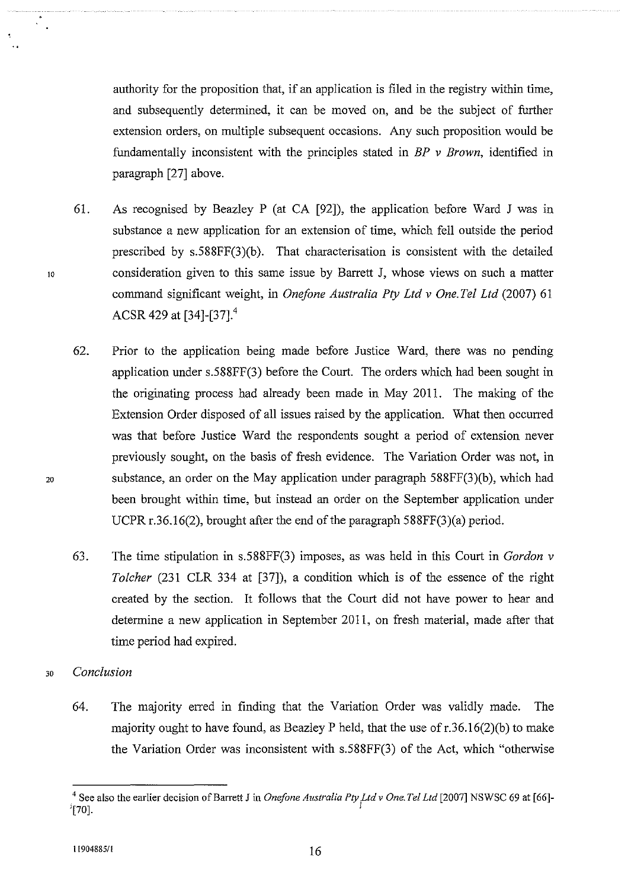authority for the proposition that, if an application is filed in the registry within time, and subsequently determined, it can be moved on, and be the subject of further extension orders, on multiple subsequent occasions. Any such proposition would be fundamentally inconsistent with the principles stated in *BP v Brown*, identified in paragraph [27] above.

61. As recognised by Beazley P (at CA [92]), the application before Ward J was in substance a new application for an extension of time, which fell outside the period prescribed by s.588FF(3)(b). That characterisation is consistent with the detailed consideration given to this same issue by Barrett J, whose views on such a matter command significant weight, in *Onefone Australia Pty Ltd v One.Tel Ltd* (2007) 61 ACSR 429 at [34]-[37].[4]

62. Prior to the application being made before Justice Ward, there was no pending application under s.588FF(3) before the Court. The orders which had been sought in the originating process had already been made in May 2011. The making of the Extension Order disposed of all issues raised by the application. What then occurred was that before Justice Ward the respondents sought a period of extension never previously sought, on the basis of fresh evidence. The Variation Order was not, in substance, an order on the May application under paragraph 588FF(3)(b), which had been brought within time, but instead an order on the September application under UCPR r.36.16(2), brought after the end of the paragraph 588FF(3)(a) period.

63. The time stipulation in s.588FF(3) imposes, as was held in this Court in *Gordon v Tolcher* (231 CLR 334 at [37]), a condition which is of the essence of the right created by the section. It follows that the Court did not have power to hear and determine a new application in September 2011, on fresh material, made after that time period had expired.

*Conclusion*

64. The majority erred in finding that the Variation Order was validly made. The majority ought to have found, as Beazley P held, that the use of r.36.16(2)(b) to make the Variation Order was inconsistent with s.588FF(3) of the Act, which "otherwise

[4] See also the earlier decision of Barrett J in *Onefone Australia Pty Ltd v One.Tel Ltd* [2007] NSWSC 69 at [66]-[70].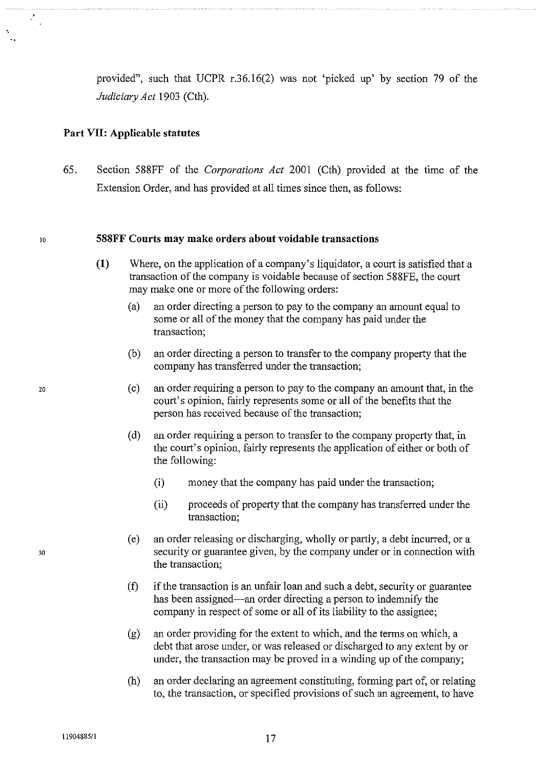provided", such that UCPR r.36.16(2) was not 'picked up' by section 79 of the *Judiciary Act* 1903 (Cth).

## Part VII: Applicable statutes

65. Section 588FF of the *Corporations Act* 2001 (Cth) provided at the time of the Extension Order, and has provided at all times since then, as follows:

**588FF Courts may make orders about voidable transactions**

**(1)** Where, on the application of a company's liquidator, a court is satisfied that a transaction of the company is voidable because of section 588FE, the court may make one or more of the following orders:

(a) an order directing a person to pay to the company an amount equal to some or all of the money that the company has paid under the transaction;

(b) an order directing a person to transfer to the company property that the company has transferred under the transaction;

(c) an order requiring a person to pay to the company an amount that, in the court's opinion, fairly represents some or all of the benefits that the person has received because of the transaction;

(d) an order requiring a person to transfer to the company property that, in the court's opinion, fairly represents the application of either or both of the following:

(i) money that the company has paid under the transaction;

(ii) proceeds of property that the company has transferred under the transaction;

(e) an order releasing or discharging, wholly or partly, a debt incurred, or a security or guarantee given, by the company under or in connection with the transaction;

(f) if the transaction is an unfair loan and such a debt, security or guarantee has been assigned—an order directing a person to indemnify the company in respect of some or all of its liability to the assignee;

(g) an order providing for the extent to which, and the terms on which, a debt that arose under, or was released or discharged to any extent by or under, the transaction may be proved in a winding up of the company;

(h) an order declaring an agreement constituting, forming part of, or relating to, the transaction, or specified provisions of such an agreement, to have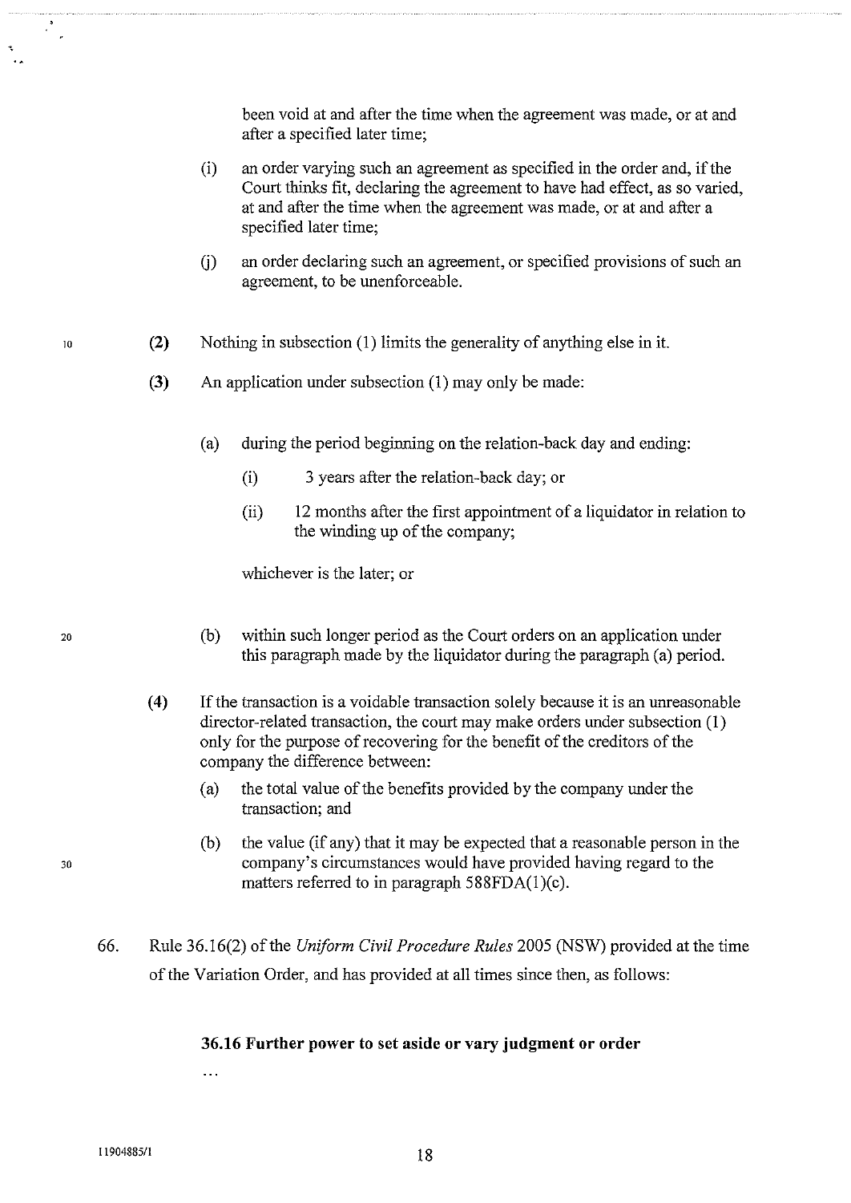been void at and after the time when the agreement was made, or at and after a specified later time;

(i) an order varying such an agreement as specified in the order and, if the Court thinks fit, declaring the agreement to have had effect, as so varied, at and after the time when the agreement was made, or at and after a specified later time;

(j) an order declaring such an agreement, or specified provisions of such an agreement, to be unenforceable.

**(2)** Nothing in subsection (1) limits the generality of anything else in it.

**(3)** An application under subsection (1) may only be made:

(a) during the period beginning on the relation-back day and ending:

(i) 3 years after the relation-back day; or

(ii) 12 months after the first appointment of a liquidator in relation to the winding up of the company;

whichever is the later; or

(b) within such longer period as the Court orders on an application under this paragraph made by the liquidator during the paragraph (a) period.

**(4)** If the transaction is a voidable transaction solely because it is an unreasonable director-related transaction, the court may make orders under subsection (1) only for the purpose of recovering for the benefit of the creditors of the company the difference between:

(a) the total value of the benefits provided by the company under the transaction; and

(b) the value (if any) that it may be expected that a reasonable person in the company's circumstances would have provided having regard to the matters referred to in paragraph 588FDA(1)(c).

66. Rule 36.16(2) of the *Uniform Civil Procedure Rules* 2005 (NSW) provided at the time of the Variation Order, and has provided at all times since then, as follows:

**36.16 Further power to set aside or vary judgment or order**

...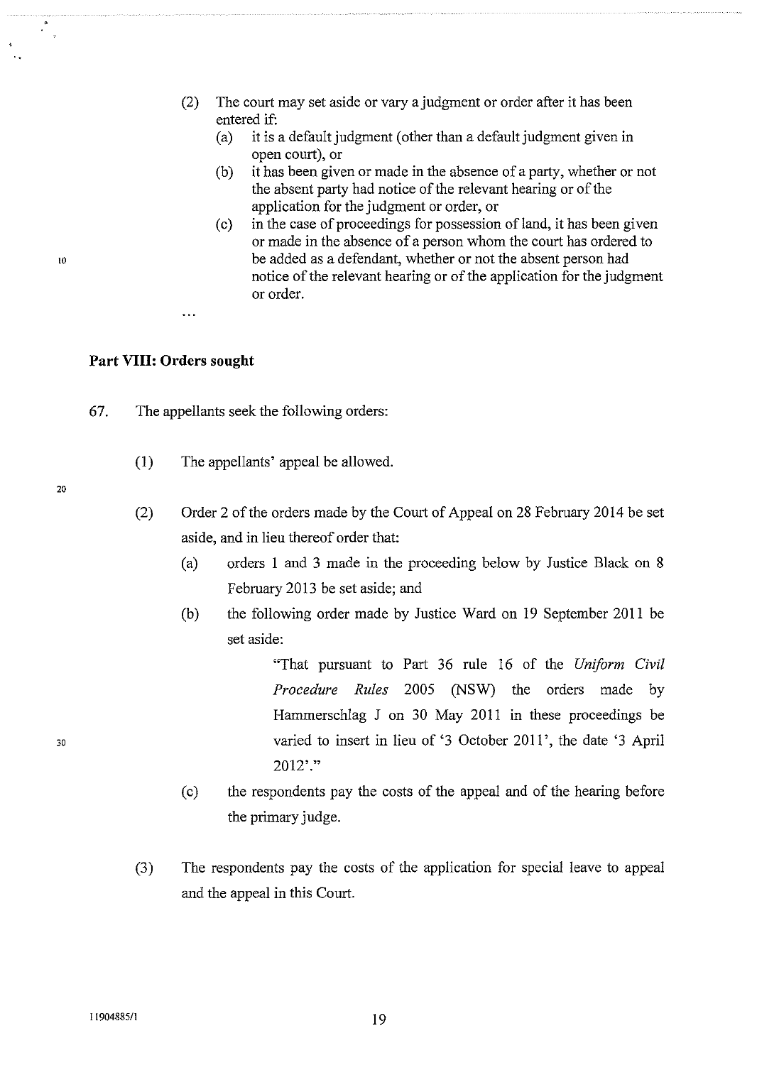(2) The court may set aside or vary a judgment or order after it has been entered if:

  (a) it is a default judgment (other than a default judgment given in open court), or

  (b) it has been given or made in the absence of a party, whether or not the absent party had notice of the relevant hearing or of the application for the judgment or order, or

  (c) in the case of proceedings for possession of land, it has been given or made in the absence of a person whom the court has ordered to be added as a defendant, whether or not the absent person had notice of the relevant hearing or of the application for the judgment or order.

...

## Part VIII: Orders sought

67. The appellants seek the following orders:

  (1) The appellants' appeal be allowed.

  (2) Order 2 of the orders made by the Court of Appeal on 28 February 2014 be set aside, and in lieu thereof order that:

    (a) orders 1 and 3 made in the proceeding below by Justice Black on 8 February 2013 be set aside; and

    (b) the following order made by Justice Ward on 19 September 2011 be set aside:

      "That pursuant to Part 36 rule 16 of the *Uniform Civil Procedure Rules* 2005 (NSW) the orders made by Hammerschlag J on 30 May 2011 in these proceedings be varied to insert in lieu of '3 October 2011', the date '3 April 2012'."

    (c) the respondents pay the costs of the appeal and of the hearing before the primary judge.

  (3) The respondents pay the costs of the application for special leave to appeal and the appeal in this Court.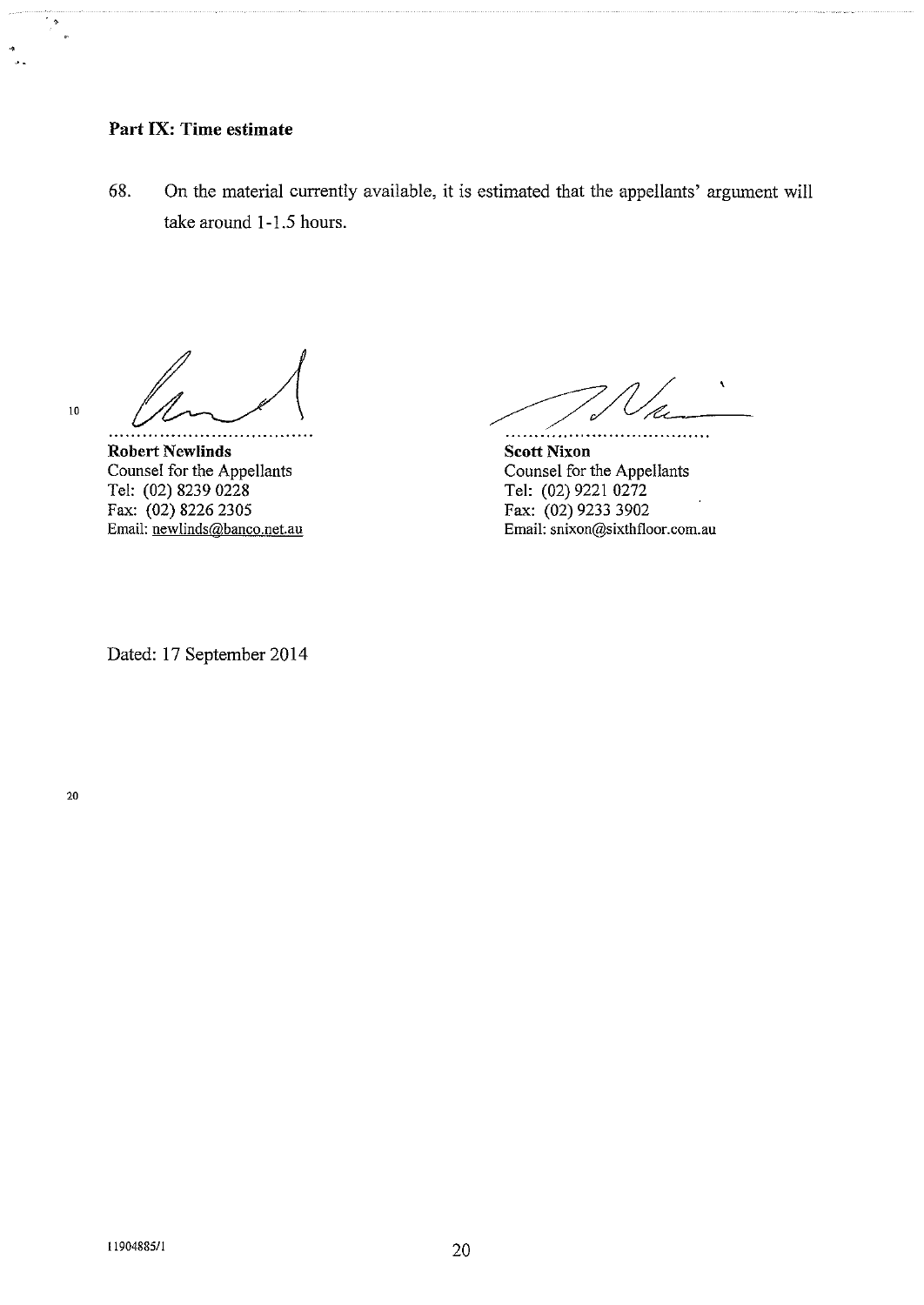**Part IX: Time estimate**

68. On the material currently available, it is estimated that the appellants' argument will take around 1-1.5 hours.

| | |
|---|---|
| ..................................... | ..................................... |
| **Robert Newlinds** | **Scott Nixon** |
| Counsel for the Appellants | Counsel for the Appellants |
| Tel: (02) 8239 0228 | Tel: (02) 9221 0272 |
| Fax: (02) 8226 2305 | Fax: (02) 9233 3902 |
| Email: newlinds@banco.net.au | Email: snixon@sixthfloor.com.au |

Dated: 17 September 2014

11904885/1